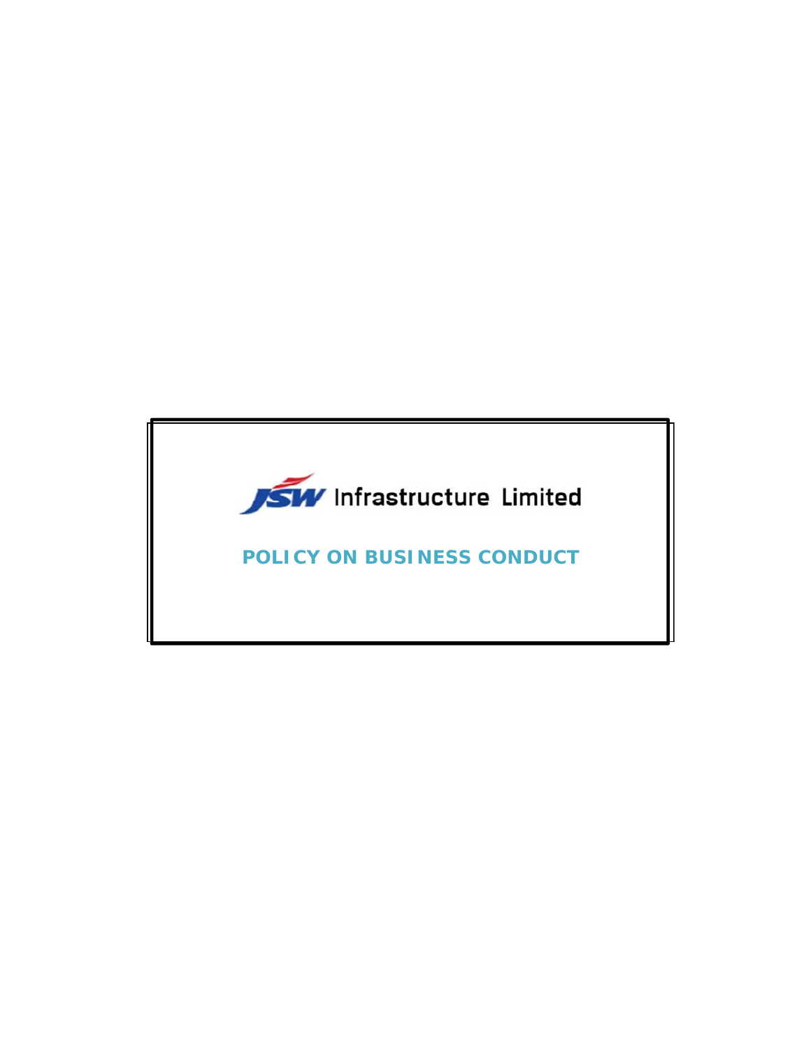JSW Infrastructure Limited

# POLICY ON BUSINESS CONDUCT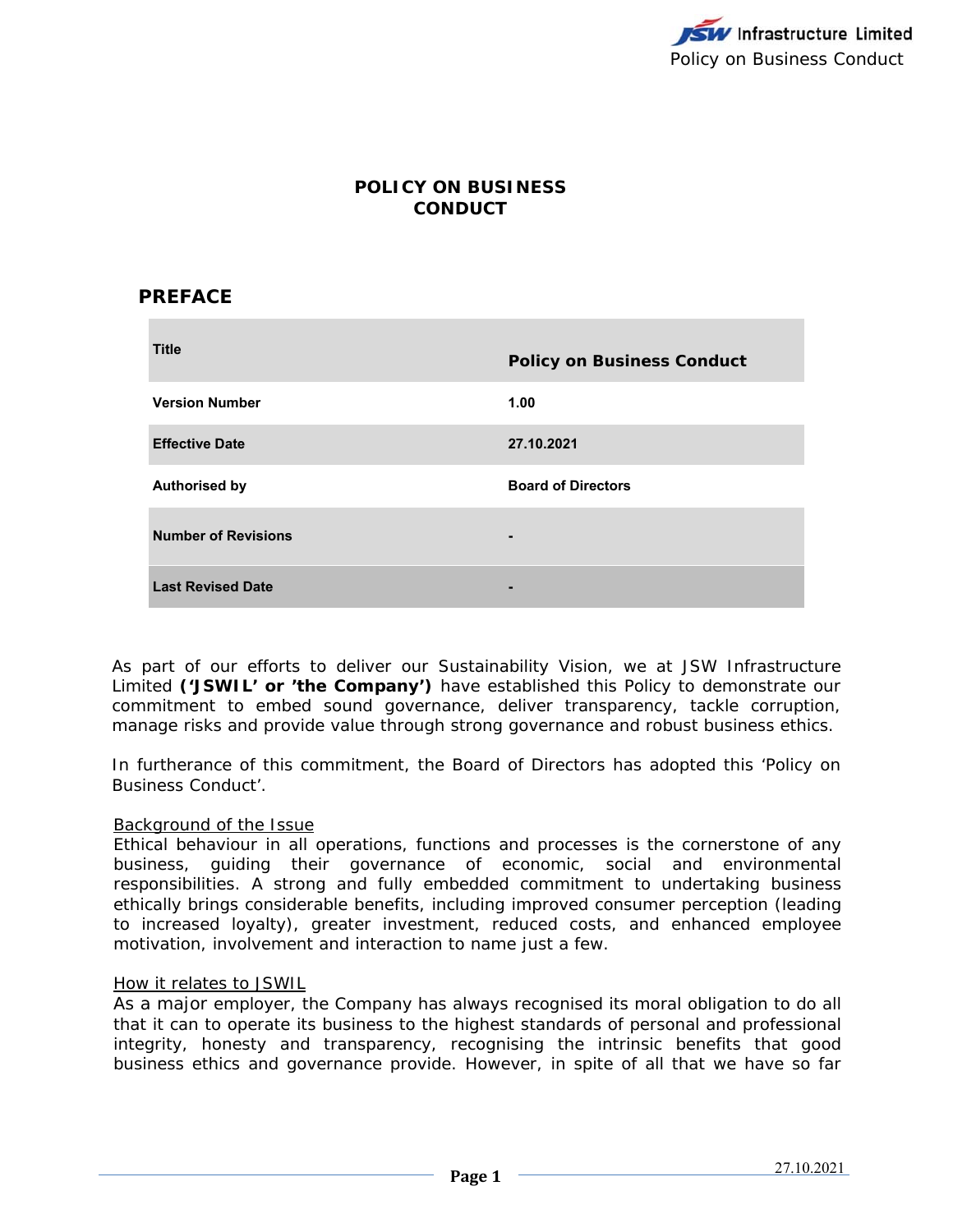# POLICY ON BUSINESS CONDUCT

## PREFACE

| Title | Policy on Business Conduct |
|---|---|
| Version Number | 1.00 |
| Effective Date | 27.10.2021 |
| Authorised by | Board of Directors |
| Number of Revisions | - |
| Last Revised Date | - |

As part of our efforts to deliver our Sustainability Vision, we at JSW Infrastructure Limited **('JSWIL' or 'the Company')** have established this Policy to demonstrate our commitment to embed sound governance, deliver transparency, tackle corruption, manage risks and provide value through strong governance and robust business ethics.

In furtherance of this commitment, the Board of Directors has adopted this 'Policy on Business Conduct'.

<u>Background of the Issue</u>

Ethical behaviour in all operations, functions and processes is the cornerstone of any business, guiding their governance of economic, social and environmental responsibilities. A strong and fully embedded commitment to undertaking business ethically brings considerable benefits, including improved consumer perception (leading to increased loyalty), greater investment, reduced costs, and enhanced employee motivation, involvement and interaction to name just a few.

<u>How it relates to JSWIL</u>

As a major employer, the Company has always recognised its moral obligation to do all that it can to operate its business to the highest standards of personal and professional integrity, honesty and transparency, recognising the intrinsic benefits that good business ethics and governance provide. However, in spite of all that we have so far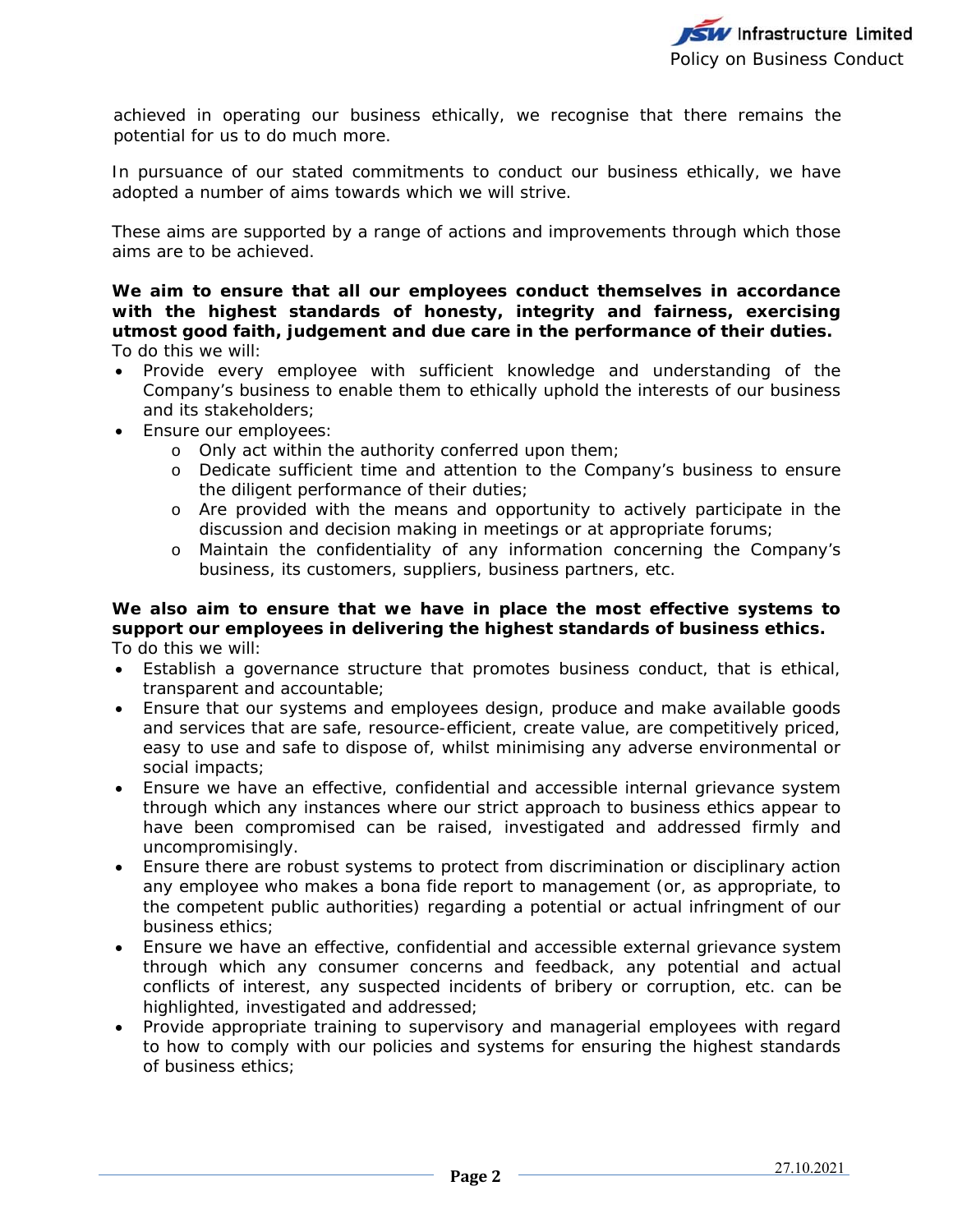achieved in operating our business ethically, we recognise that there remains the potential for us to do much more.

In pursuance of our stated commitments to conduct our business ethically, we have adopted a number of aims towards which we will strive.

These aims are supported by a range of actions and improvements through which those aims are to be achieved.

**We aim to ensure that all our employees conduct themselves in accordance with the highest standards of honesty, integrity and fairness, exercising utmost good faith, judgement and due care in the performance of their duties.**
To do this we will:

- Provide every employee with sufficient knowledge and understanding of the Company's business to enable them to ethically uphold the interests of our business and its stakeholders;
- Ensure our employees:
    - Only act within the authority conferred upon them;
    - Dedicate sufficient time and attention to the Company's business to ensure the diligent performance of their duties;
    - Are provided with the means and opportunity to actively participate in the discussion and decision making in meetings or at appropriate forums;
    - Maintain the confidentiality of any information concerning the Company's business, its customers, suppliers, business partners, etc.

**We also aim to ensure that we have in place the most effective systems to support our employees in delivering the highest standards of business ethics.**
To do this we will:

- Establish a governance structure that promotes business conduct, that is ethical, transparent and accountable;
- Ensure that our systems and employees design, produce and make available goods and services that are safe, resource-efficient, create value, are competitively priced, easy to use and safe to dispose of, whilst minimising any adverse environmental or social impacts;
- Ensure we have an effective, confidential and accessible internal grievance system through which any instances where our strict approach to business ethics appear to have been compromised can be raised, investigated and addressed firmly and uncompromisingly.
- Ensure there are robust systems to protect from discrimination or disciplinary action any employee who makes a bona fide report to management (or, as appropriate, to the competent public authorities) regarding a potential or actual infringment of our business ethics;
- Ensure we have an effective, confidential and accessible external grievance system through which any consumer concerns and feedback, any potential and actual conflicts of interest, any suspected incidents of bribery or corruption, etc. can be highlighted, investigated and addressed;
- Provide appropriate training to supervisory and managerial employees with regard to how to comply with our policies and systems for ensuring the highest standards of business ethics;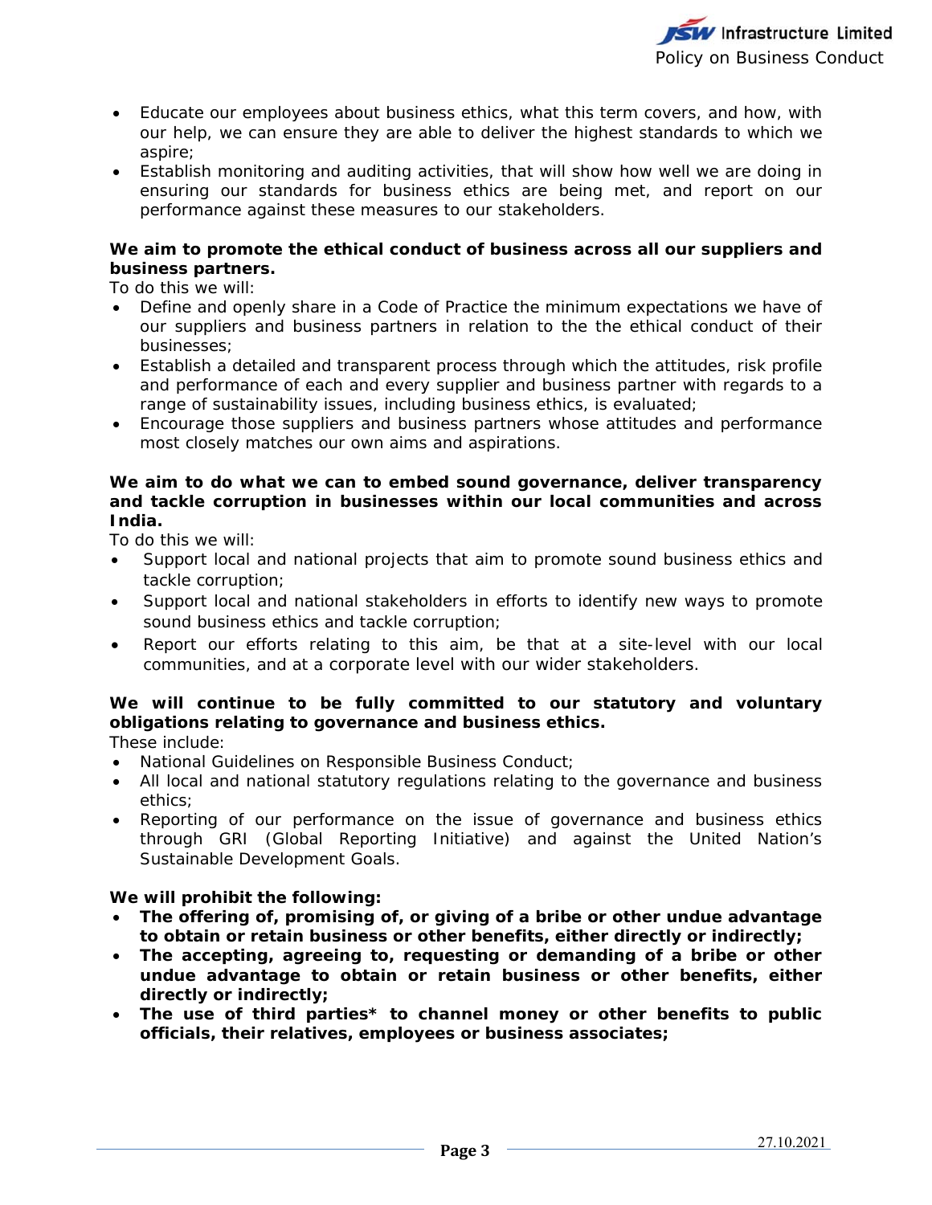- Educate our employees about business ethics, what this term covers, and how, with our help, we can ensure they are able to deliver the highest standards to which we aspire;
- Establish monitoring and auditing activities, that will show how well we are doing in ensuring our standards for business ethics are being met, and report on our performance against these measures to our stakeholders.

**We aim to promote the ethical conduct of business across all our suppliers and business partners.**

To do this we will:

- Define and openly share in a Code of Practice the minimum expectations we have of our suppliers and business partners in relation to the the ethical conduct of their businesses;
- Establish a detailed and transparent process through which the attitudes, risk profile and performance of each and every supplier and business partner with regards to a range of sustainability issues, including business ethics, is evaluated;
- Encourage those suppliers and business partners whose attitudes and performance most closely matches our own aims and aspirations.

**We aim to do what we can to embed sound governance, deliver transparency and tackle corruption in businesses within our local communities and across India.**

To do this we will:

- Support local and national projects that aim to promote sound business ethics and tackle corruption;
- Support local and national stakeholders in efforts to identify new ways to promote sound business ethics and tackle corruption;
- Report our efforts relating to this aim, be that at a site-level with our local communities, and at a corporate level with our wider stakeholders.

**We will continue to be fully committed to our statutory and voluntary obligations relating to governance and business ethics.**

These include:

- National Guidelines on Responsible Business Conduct;
- All local and national statutory regulations relating to the governance and business ethics;
- Reporting of our performance on the issue of governance and business ethics through GRI (Global Reporting Initiative) and against the United Nation's Sustainable Development Goals.

**We will prohibit the following:**

- **The offering of, promising of, or giving of a bribe or other undue advantage to obtain or retain business or other benefits, either directly or indirectly;**
- **The accepting, agreeing to, requesting or demanding of a bribe or other undue advantage to obtain or retain business or other benefits, either directly or indirectly;**
- **The use of third parties* to channel money or other benefits to public officials, their relatives, employees or business associates;**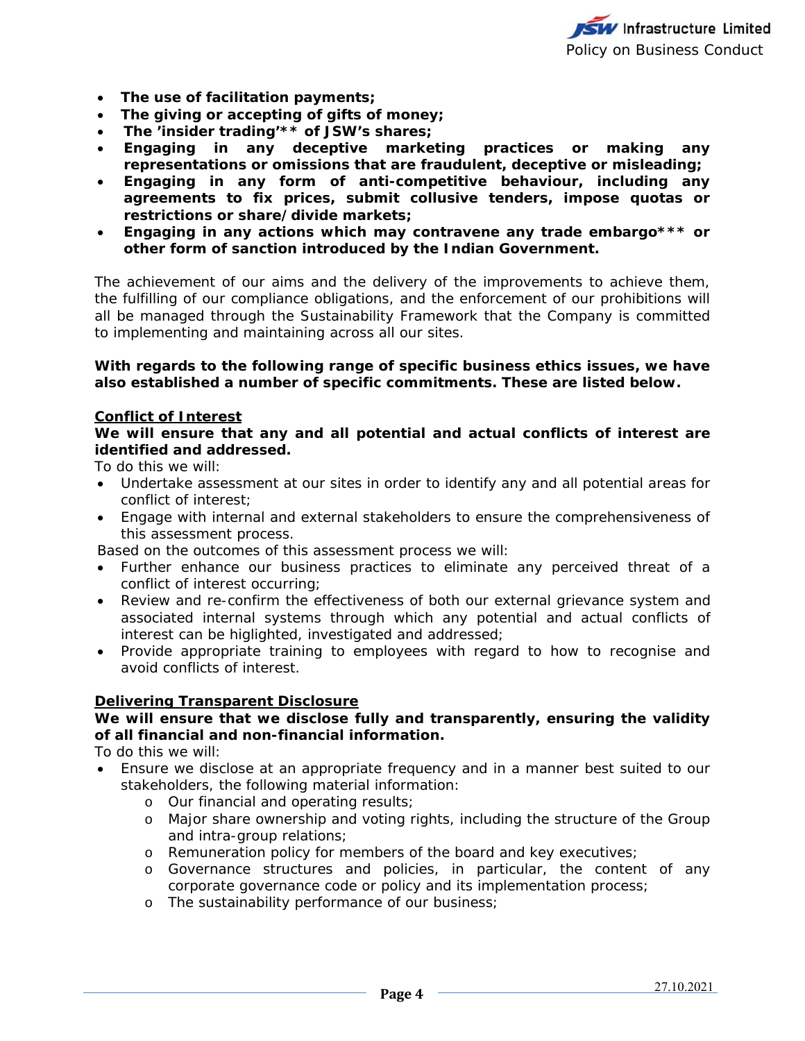- **The use of facilitation payments;**
- **The giving or accepting of gifts of money;**
- **The 'insider trading'** of JSW's shares;**
- **Engaging in any deceptive marketing practices or making any representations or omissions that are fraudulent, deceptive or misleading;**
- **Engaging in any form of anti-competitive behaviour, including any agreements to fix prices, submit collusive tenders, impose quotas or restrictions or share/divide markets;**
- **Engaging in any actions which may contravene any trade embargo*** or other form of sanction introduced by the Indian Government.**

The achievement of our aims and the delivery of the improvements to achieve them, the fulfilling of our compliance obligations, and the enforcement of our prohibitions will all be managed through the Sustainability Framework that the Company is committed to implementing and maintaining across all our sites.

**With regards to the following range of specific business ethics issues, we have also established a number of specific commitments. These are listed below.**

**<u>Conflict of Interest</u>**

**We will ensure that any and all potential and actual conflicts of interest are identified and addressed.**

To do this we will:

- Undertake assessment at our sites in order to identify any and all potential areas for conflict of interest;
- Engage with internal and external stakeholders to ensure the comprehensiveness of this assessment process.

Based on the outcomes of this assessment process we will:

- Further enhance our business practices to eliminate any perceived threat of a conflict of interest occurring;
- Review and re-confirm the effectiveness of both our external grievance system and associated internal systems through which any potential and actual conflicts of interest can be higlighted, investigated and addressed;
- Provide appropriate training to employees with regard to how to recognise and avoid conflicts of interest.

**<u>Delivering Transparent Disclosure</u>**

**We will ensure that we disclose fully and transparently, ensuring the validity of all financial and non-financial information.**

To do this we will:

- Ensure we disclose at an appropriate frequency and in a manner best suited to our stakeholders, the following material information:
  - Our financial and operating results;
  - Major share ownership and voting rights, including the structure of the Group and intra-group relations;
  - Remuneration policy for members of the board and key executives;
  - Governance structures and policies, in particular, the content of any corporate governance code or policy and its implementation process;
  - The sustainability performance of our business;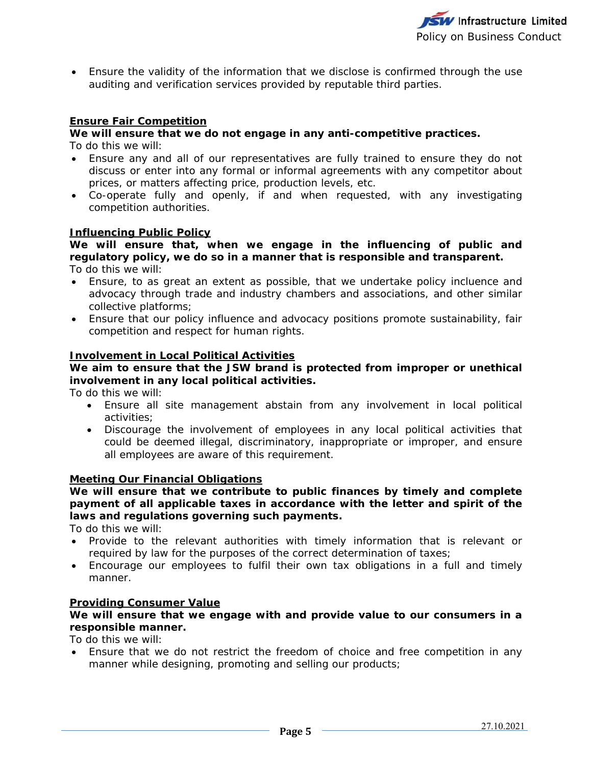- Ensure the validity of the information that we disclose is confirmed through the use auditing and verification services provided by reputable third parties.

**Ensure Fair Competition**

**We will ensure that we do not engage in any anti-competitive practices.**

To do this we will:

- Ensure any and all of our representatives are fully trained to ensure they do not discuss or enter into any formal or informal agreements with any competitor about prices, or matters affecting price, production levels, etc.
- Co-operate fully and openly, if and when requested, with any investigating competition authorities.

**Influencing Public Policy**

**We will ensure that, when we engage in the influencing of public and regulatory policy, we do so in a manner that is responsible and transparent.**

To do this we will:

- Ensure, to as great an extent as possible, that we undertake policy inclueence and advocacy through trade and industry chambers and associations, and other similar collective platforms;
- Ensure that our policy influence and advocacy positions promote sustainability, fair competition and respect for human rights.

**Involvement in Local Political Activities**

**We aim to ensure that the JSW brand is protected from improper or unethical involvement in any local political activities.**

To do this we will:

- Ensure all site management abstain from any involvement in local political activities;
- Discourage the involvement of employees in any local political activities that could be deemed illegal, discriminatory, inappropriate or improper, and ensure all employees are aware of this requirement.

**Meeting Our Financial Obligations**

**We will ensure that we contribute to public finances by timely and complete payment of all applicable taxes in accordance with the letter and spirit of the laws and regulations governing such payments.**

To do this we will:

- Provide to the relevant authorities with timely information that is relevant or required by law for the purposes of the correct determination of taxes;
- Encourage our employees to fulfil their own tax obligations in a full and timely manner.

**Providing Consumer Value**

**We will ensure that we engage with and provide value to our consumers in a responsible manner.**

To do this we will:

- Ensure that we do not restrict the freedom of choice and free competition in any manner while designing, promoting and selling our products;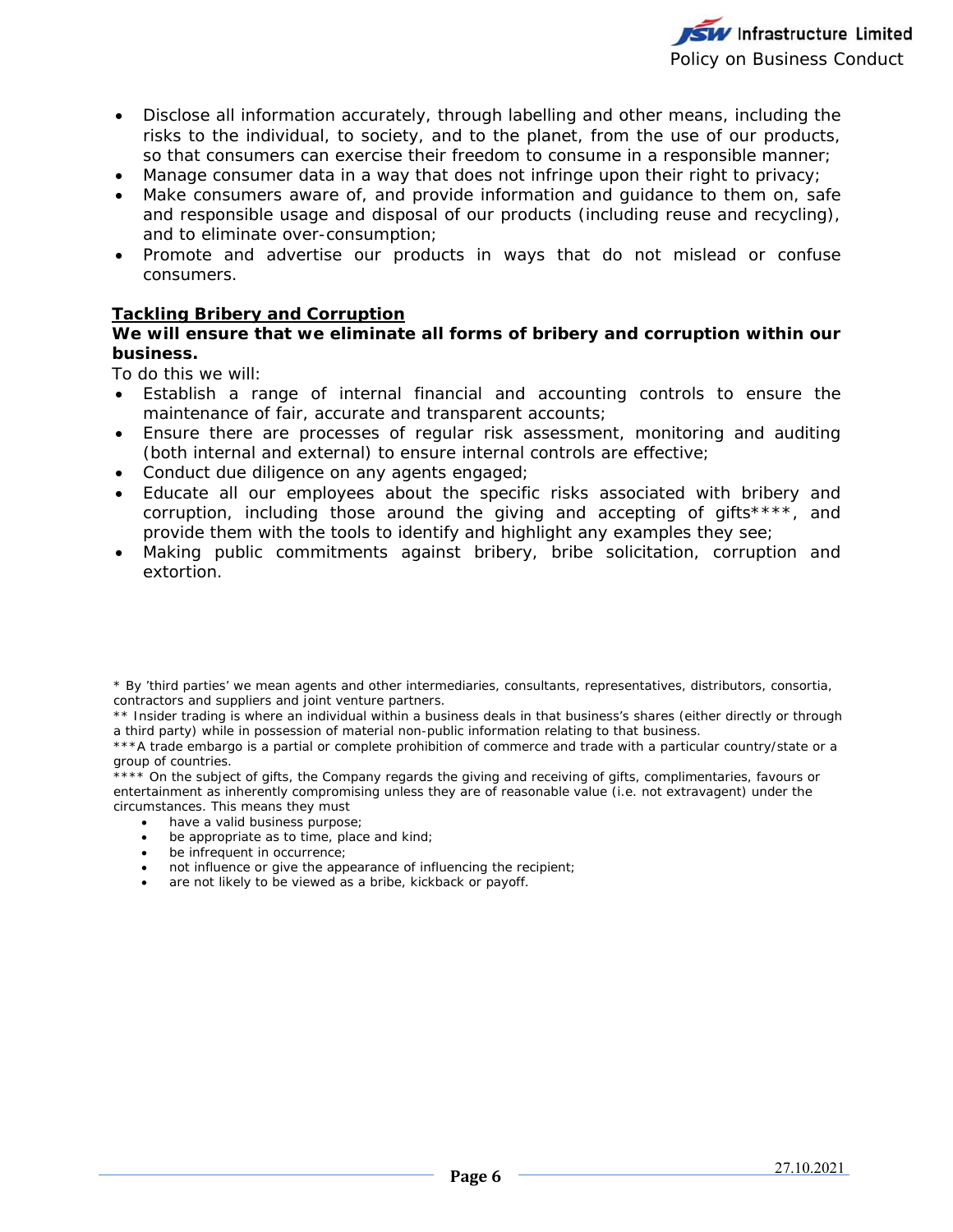- Disclose all information accurately, through labelling and other means, including the risks to the individual, to society, and to the planet, from the use of our products, so that consumers can exercise their freedom to consume in a responsible manner;
- Manage consumer data in a way that does not infringe upon their right to privacy;
- Make consumers aware of, and provide information and guidance to them on, safe and responsible usage and disposal of our products (including reuse and recycling), and to eliminate over-consumption;
- Promote and advertise our products in ways that do not mislead or confuse consumers.

## Tackling Bribery and Corruption

**We will ensure that we eliminate all forms of bribery and corruption within our business.**

To do this we will:

- Establish a range of internal financial and accounting controls to ensure the maintenance of fair, accurate and transparent accounts;
- Ensure there are processes of regular risk assessment, monitoring and auditing (both internal and external) to ensure internal controls are effective;
- Conduct due diligence on any agents engaged;
- Educate all our employees about the specific risks associated with bribery and corruption, including those around the giving and accepting of gifts****, and provide them with the tools to identify and highlight any examples they see;
- Making public commitments against bribery, bribe solicitation, corruption and extortion.

* By 'third parties' we mean agents and other intermediaries, consultants, representatives, distributors, consortia, contractors and suppliers and joint venture partners.

** Insider trading is where an individual within a business deals in that business's shares (either directly or through a third party) while in possession of material non-public information relating to that business.

***A trade embargo is a partial or complete prohibition of commerce and trade with a particular country/state or a group of countries.

**** On the subject of gifts, the Company regards the giving and receiving of gifts, complimentaries, favours or entertainment as inherently compromising unless they are of reasonable value (i.e. not extravagent) under the circumstances. This means they must

- have a valid business purpose;
- be appropriate as to time, place and kind;
- be infrequent in occurrence;
- not influence or give the appearance of influencing the recipient;
- are not likely to be viewed as a bribe, kickback or payoff.

27.10.2021